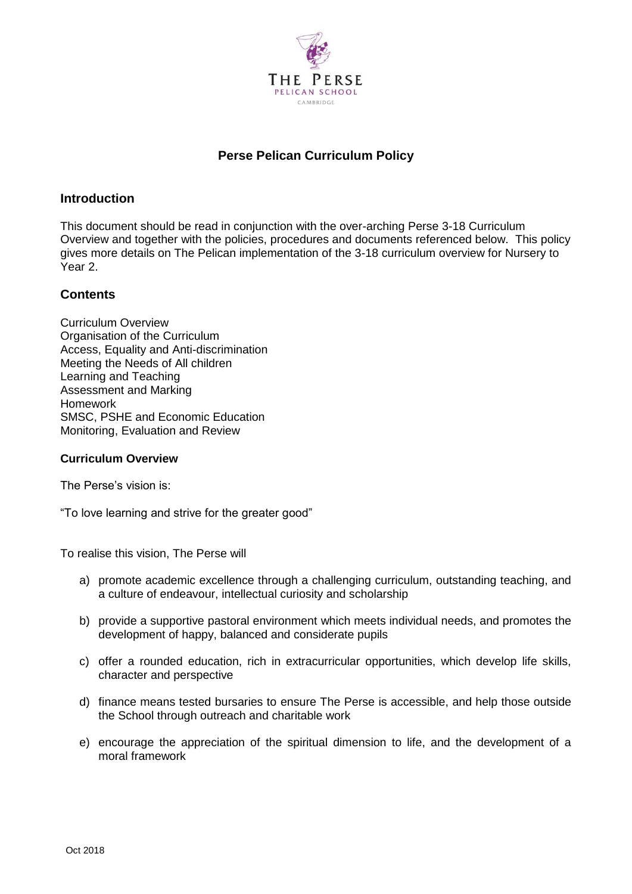# Perse Pelican Curriculum Policy

## Introduction

This document should be read in conjunction with the over-arching Perse 3-18 Curriculum Overview and together with the policies, procedures and documents referenced below. This policy gives more details on The Pelican implementation of the 3-18 curriculum overview for Nursery to Year 2.

## Contents

Curriculum Overview
Organisation of the Curriculum
Access, Equality and Anti-discrimination
Meeting the Needs of All children
Learning and Teaching
Assessment and Marking
Homework
SMSC, PSHE and Economic Education
Monitoring, Evaluation and Review

### Curriculum Overview

The Perse's vision is:

"To love learning and strive for the greater good"

To realise this vision, The Perse will

a) promote academic excellence through a challenging curriculum, outstanding teaching, and a culture of endeavour, intellectual curiosity and scholarship

b) provide a supportive pastoral environment which meets individual needs, and promotes the development of happy, balanced and considerate pupils

c) offer a rounded education, rich in extracurricular opportunities, which develop life skills, character and perspective

d) finance means tested bursaries to ensure The Perse is accessible, and help those outside the School through outreach and charitable work

e) encourage the appreciation of the spiritual dimension to life, and the development of a moral framework

Oct 2018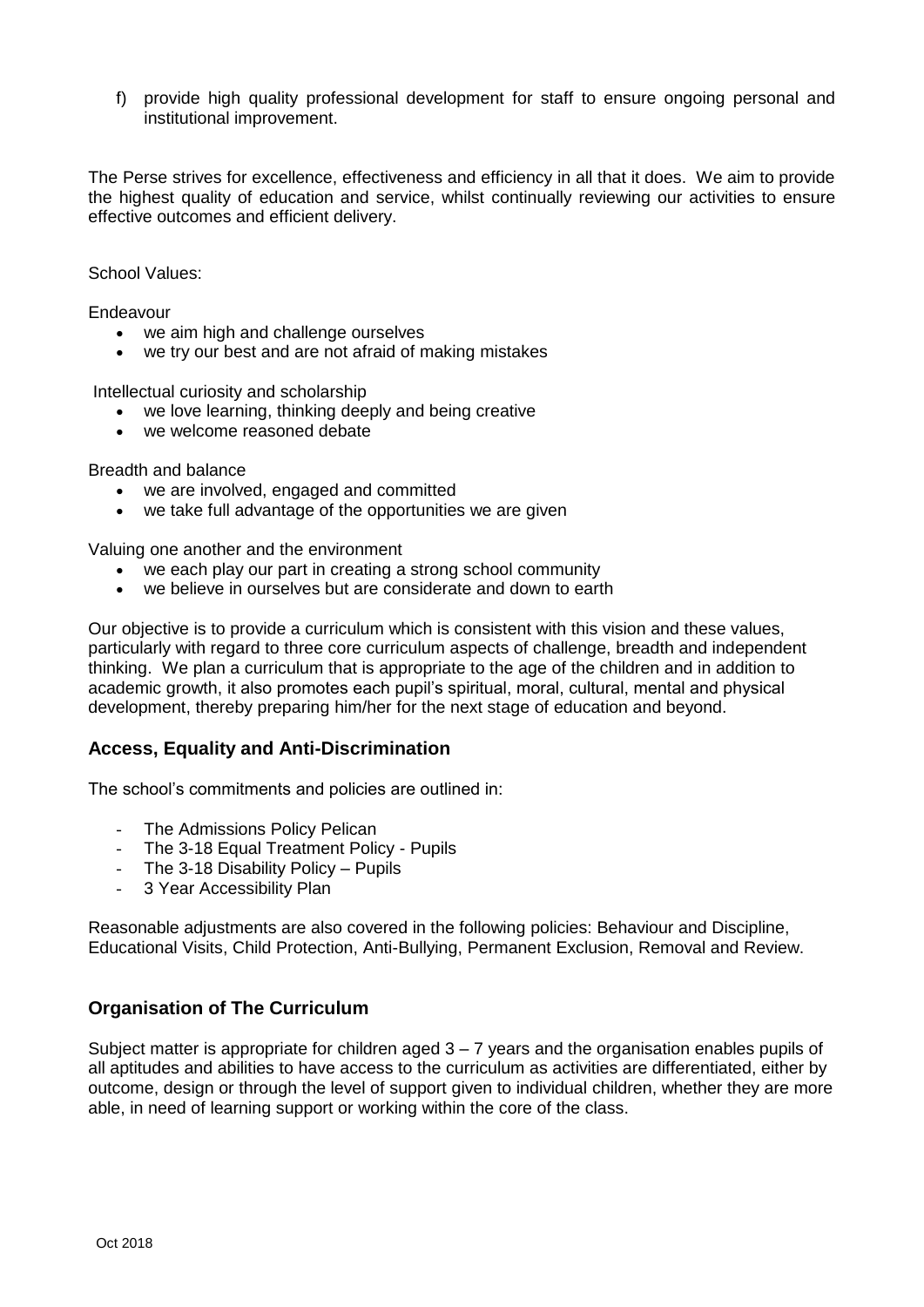f) provide high quality professional development for staff to ensure ongoing personal and institutional improvement.

The Perse strives for excellence, effectiveness and efficiency in all that it does. We aim to provide the highest quality of education and service, whilst continually reviewing our activities to ensure effective outcomes and efficient delivery.

School Values:

Endeavour

- we aim high and challenge ourselves
- we try our best and are not afraid of making mistakes

Intellectual curiosity and scholarship

- we love learning, thinking deeply and being creative
- we welcome reasoned debate

Breadth and balance

- we are involved, engaged and committed
- we take full advantage of the opportunities we are given

Valuing one another and the environment

- we each play our part in creating a strong school community
- we believe in ourselves but are considerate and down to earth

Our objective is to provide a curriculum which is consistent with this vision and these values, particularly with regard to three core curriculum aspects of challenge, breadth and independent thinking. We plan a curriculum that is appropriate to the age of the children and in addition to academic growth, it also promotes each pupil's spiritual, moral, cultural, mental and physical development, thereby preparing him/her for the next stage of education and beyond.

## Access, Equality and Anti-Discrimination

The school's commitments and policies are outlined in:

- The Admissions Policy Pelican
- The 3-18 Equal Treatment Policy - Pupils
- The 3-18 Disability Policy – Pupils
- 3 Year Accessibility Plan

Reasonable adjustments are also covered in the following policies: Behaviour and Discipline, Educational Visits, Child Protection, Anti-Bullying, Permanent Exclusion, Removal and Review.

## Organisation of The Curriculum

Subject matter is appropriate for children aged 3 – 7 years and the organisation enables pupils of all aptitudes and abilities to have access to the curriculum as activities are differentiated, either by outcome, design or through the level of support given to individual children, whether they are more able, in need of learning support or working within the core of the class.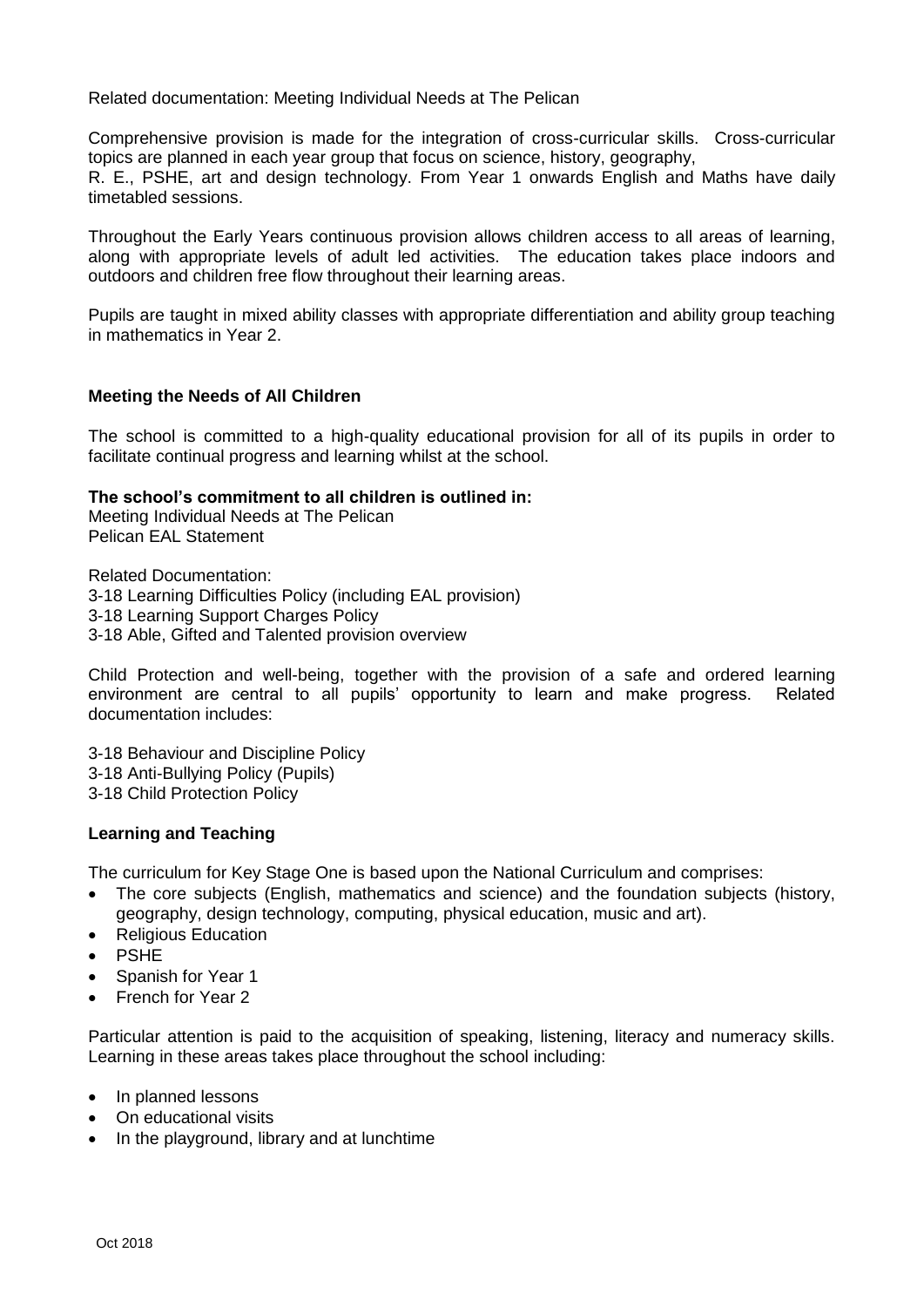Related documentation: Meeting Individual Needs at The Pelican

Comprehensive provision is made for the integration of cross-curricular skills. Cross-curricular topics are planned in each year group that focus on science, history, geography, R. E., PSHE, art and design technology. From Year 1 onwards English and Maths have daily timetabled sessions.

Throughout the Early Years continuous provision allows children access to all areas of learning, along with appropriate levels of adult led activities. The education takes place indoors and outdoors and children free flow throughout their learning areas.

Pupils are taught in mixed ability classes with appropriate differentiation and ability group teaching in mathematics in Year 2.

## Meeting the Needs of All Children

The school is committed to a high-quality educational provision for all of its pupils in order to facilitate continual progress and learning whilst at the school.

**The school's commitment to all children is outlined in:**
Meeting Individual Needs at The Pelican
Pelican EAL Statement

Related Documentation:
3-18 Learning Difficulties Policy (including EAL provision)
3-18 Learning Support Charges Policy
3-18 Able, Gifted and Talented provision overview

Child Protection and well-being, together with the provision of a safe and ordered learning environment are central to all pupils' opportunity to learn and make progress. Related documentation includes:

3-18 Behaviour and Discipline Policy
3-18 Anti-Bullying Policy (Pupils)
3-18 Child Protection Policy

## Learning and Teaching

The curriculum for Key Stage One is based upon the National Curriculum and comprises:

- The core subjects (English, mathematics and science) and the foundation subjects (history, geography, design technology, computing, physical education, music and art).
- Religious Education
- PSHE
- Spanish for Year 1
- French for Year 2

Particular attention is paid to the acquisition of speaking, listening, literacy and numeracy skills. Learning in these areas takes place throughout the school including:

- In planned lessons
- On educational visits
- In the playground, library and at lunchtime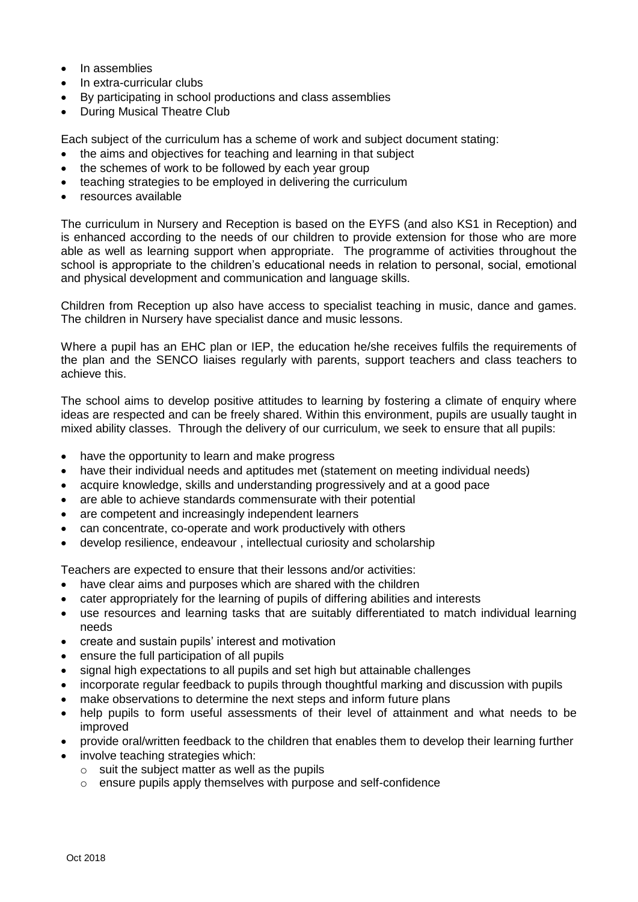- In assemblies
- In extra-curricular clubs
- By participating in school productions and class assemblies
- During Musical Theatre Club

Each subject of the curriculum has a scheme of work and subject document stating:

- the aims and objectives for teaching and learning in that subject
- the schemes of work to be followed by each year group
- teaching strategies to be employed in delivering the curriculum
- resources available

The curriculum in Nursery and Reception is based on the EYFS (and also KS1 in Reception) and is enhanced according to the needs of our children to provide extension for those who are more able as well as learning support when appropriate. The programme of activities throughout the school is appropriate to the children's educational needs in relation to personal, social, emotional and physical development and communication and language skills.

Children from Reception up also have access to specialist teaching in music, dance and games. The children in Nursery have specialist dance and music lessons.

Where a pupil has an EHC plan or IEP, the education he/she receives fulfils the requirements of the plan and the SENCO liaises regularly with parents, support teachers and class teachers to achieve this.

The school aims to develop positive attitudes to learning by fostering a climate of enquiry where ideas are respected and can be freely shared. Within this environment, pupils are usually taught in mixed ability classes. Through the delivery of our curriculum, we seek to ensure that all pupils:

- have the opportunity to learn and make progress
- have their individual needs and aptitudes met (statement on meeting individual needs)
- acquire knowledge, skills and understanding progressively and at a good pace
- are able to achieve standards commensurate with their potential
- are competent and increasingly independent learners
- can concentrate, co-operate and work productively with others
- develop resilience, endeavour , intellectual curiosity and scholarship

Teachers are expected to ensure that their lessons and/or activities:

- have clear aims and purposes which are shared with the children
- cater appropriately for the learning of pupils of differing abilities and interests
- use resources and learning tasks that are suitably differentiated to match individual learning needs
- create and sustain pupils' interest and motivation
- ensure the full participation of all pupils
- signal high expectations to all pupils and set high but attainable challenges
- incorporate regular feedback to pupils through thoughtful marking and discussion with pupils
- make observations to determine the next steps and inform future plans
- help pupils to form useful assessments of their level of attainment and what needs to be improved
- provide oral/written feedback to the children that enables them to develop their learning further
- involve teaching strategies which:
  - suit the subject matter as well as the pupils
  - ensure pupils apply themselves with purpose and self-confidence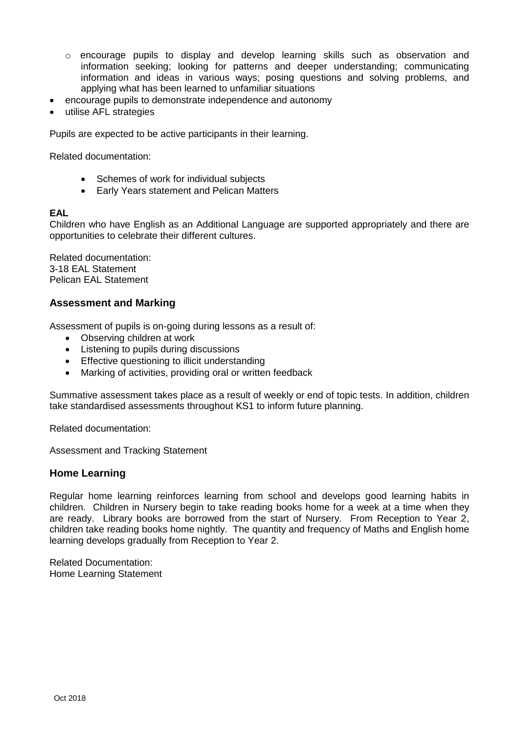- encourage pupils to display and develop learning skills such as observation and information seeking; looking for patterns and deeper understanding; communicating information and ideas in various ways; posing questions and solving problems, and applying what has been learned to unfamiliar situations
- encourage pupils to demonstrate independence and autonomy
- utilise AFL strategies

Pupils are expected to be active participants in their learning.

Related documentation:

- Schemes of work for individual subjects
- Early Years statement and Pelican Matters

**EAL**

Children who have English as an Additional Language are supported appropriately and there are opportunities to celebrate their different cultures.

Related documentation:
3-18 EAL Statement
Pelican EAL Statement

## Assessment and Marking

Assessment of pupils is on-going during lessons as a result of:

- Observing children at work
- Listening to pupils during discussions
- Effective questioning to illicit understanding
- Marking of activities, providing oral or written feedback

Summative assessment takes place as a result of weekly or end of topic tests. In addition, children take standardised assessments throughout KS1 to inform future planning.

Related documentation:

Assessment and Tracking Statement

## Home Learning

Regular home learning reinforces learning from school and develops good learning habits in children. Children in Nursery begin to take reading books home for a week at a time when they are ready. Library books are borrowed from the start of Nursery. From Reception to Year 2, children take reading books home nightly. The quantity and frequency of Maths and English home learning develops gradually from Reception to Year 2.

Related Documentation:
Home Learning Statement

Oct 2018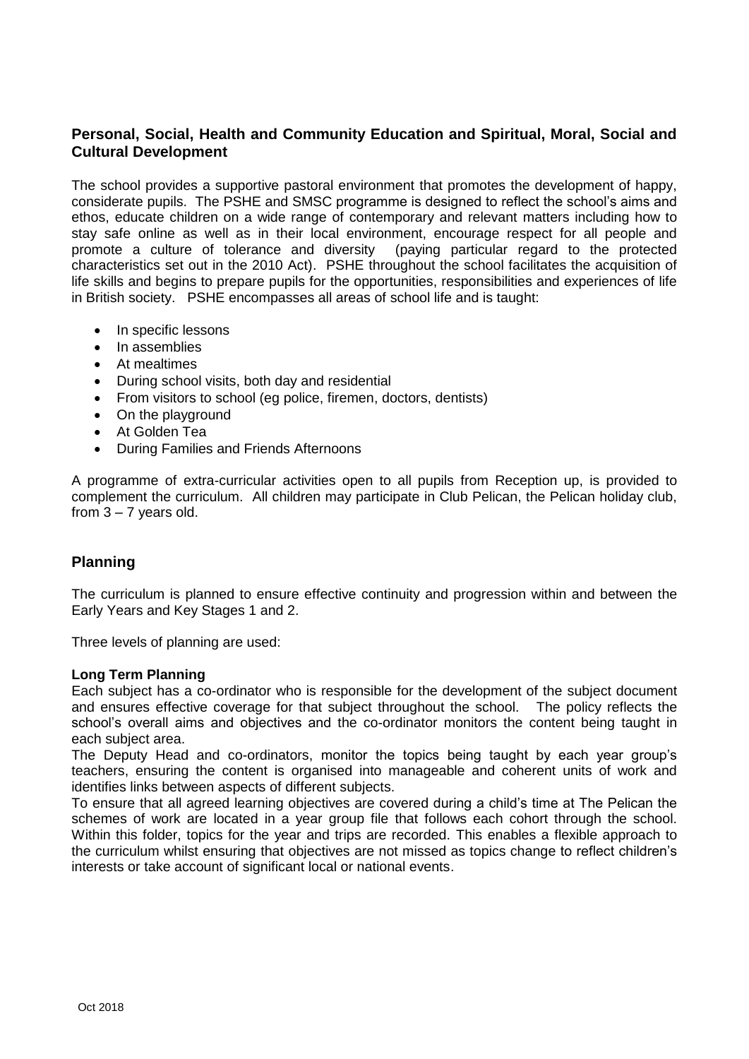## Personal, Social, Health and Community Education and Spiritual, Moral, Social and Cultural Development

The school provides a supportive pastoral environment that promotes the development of happy, considerate pupils. The PSHE and SMSC programme is designed to reflect the school's aims and ethos, educate children on a wide range of contemporary and relevant matters including how to stay safe online as well as in their local environment, encourage respect for all people and promote a culture of tolerance and diversity (paying particular regard to the protected characteristics set out in the 2010 Act). PSHE throughout the school facilitates the acquisition of life skills and begins to prepare pupils for the opportunities, responsibilities and experiences of life in British society. PSHE encompasses all areas of school life and is taught:

- In specific lessons
- In assemblies
- At mealtimes
- During school visits, both day and residential
- From visitors to school (eg police, firemen, doctors, dentists)
- On the playground
- At Golden Tea
- During Families and Friends Afternoons

A programme of extra-curricular activities open to all pupils from Reception up, is provided to complement the curriculum. All children may participate in Club Pelican, the Pelican holiday club, from 3 – 7 years old.

## Planning

The curriculum is planned to ensure effective continuity and progression within and between the Early Years and Key Stages 1 and 2.

Three levels of planning are used:

**Long Term Planning**

Each subject has a co-ordinator who is responsible for the development of the subject document and ensures effective coverage for that subject throughout the school. The policy reflects the school's overall aims and objectives and the co-ordinator monitors the content being taught in each subject area.

The Deputy Head and co-ordinators, monitor the topics being taught by each year group's teachers, ensuring the content is organised into manageable and coherent units of work and identifies links between aspects of different subjects.

To ensure that all agreed learning objectives are covered during a child's time at The Pelican the schemes of work are located in a year group file that follows each cohort through the school. Within this folder, topics for the year and trips are recorded. This enables a flexible approach to the curriculum whilst ensuring that objectives are not missed as topics change to reflect children's interests or take account of significant local or national events.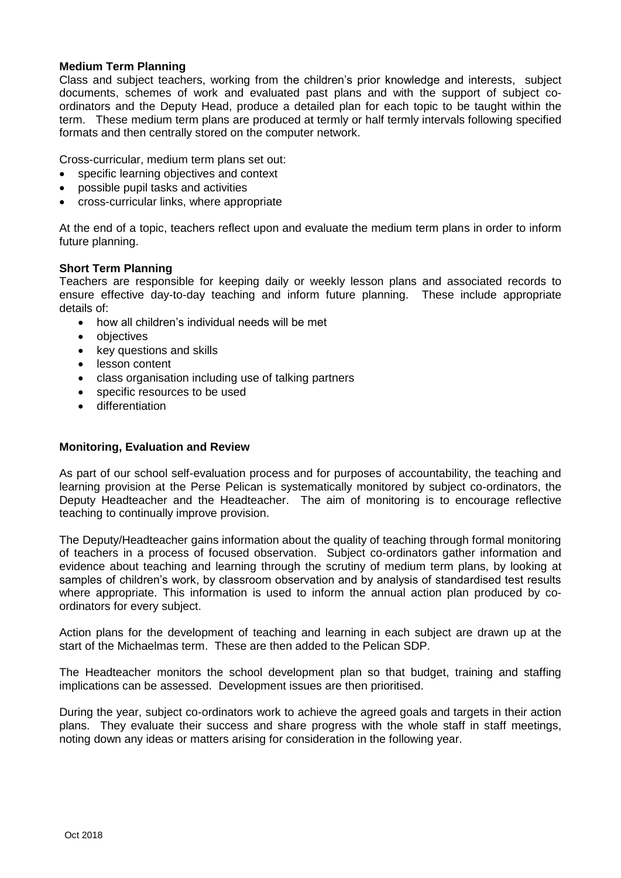**Medium Term Planning**

Class and subject teachers, working from the children's prior knowledge and interests, subject documents, schemes of work and evaluated past plans and with the support of subject co-ordinators and the Deputy Head, produce a detailed plan for each topic to be taught within the term. These medium term plans are produced at termly or half termly intervals following specified formats and then centrally stored on the computer network.

Cross-curricular, medium term plans set out:

- specific learning objectives and context
- possible pupil tasks and activities
- cross-curricular links, where appropriate

At the end of a topic, teachers reflect upon and evaluate the medium term plans in order to inform future planning.

**Short Term Planning**

Teachers are responsible for keeping daily or weekly lesson plans and associated records to ensure effective day-to-day teaching and inform future planning. These include appropriate details of:

- how all children's individual needs will be met
- objectives
- key questions and skills
- lesson content
- class organisation including use of talking partners
- specific resources to be used
- differentiation

**Monitoring, Evaluation and Review**

As part of our school self-evaluation process and for purposes of accountability, the teaching and learning provision at the Perse Pelican is systematically monitored by subject co-ordinators, the Deputy Headteacher and the Headteacher. The aim of monitoring is to encourage reflective teaching to continually improve provision.

The Deputy/Headteacher gains information about the quality of teaching through formal monitoring of teachers in a process of focused observation. Subject co-ordinators gather information and evidence about teaching and learning through the scrutiny of medium term plans, by looking at samples of children's work, by classroom observation and by analysis of standardised test results where appropriate. This information is used to inform the annual action plan produced by co-ordinators for every subject.

Action plans for the development of teaching and learning in each subject are drawn up at the start of the Michaelmas term. These are then added to the Pelican SDP.

The Headteacher monitors the school development plan so that budget, training and staffing implications can be assessed. Development issues are then prioritised.

During the year, subject co-ordinators work to achieve the agreed goals and targets in their action plans. They evaluate their success and share progress with the whole staff in staff meetings, noting down any ideas or matters arising for consideration in the following year.

Oct 2018